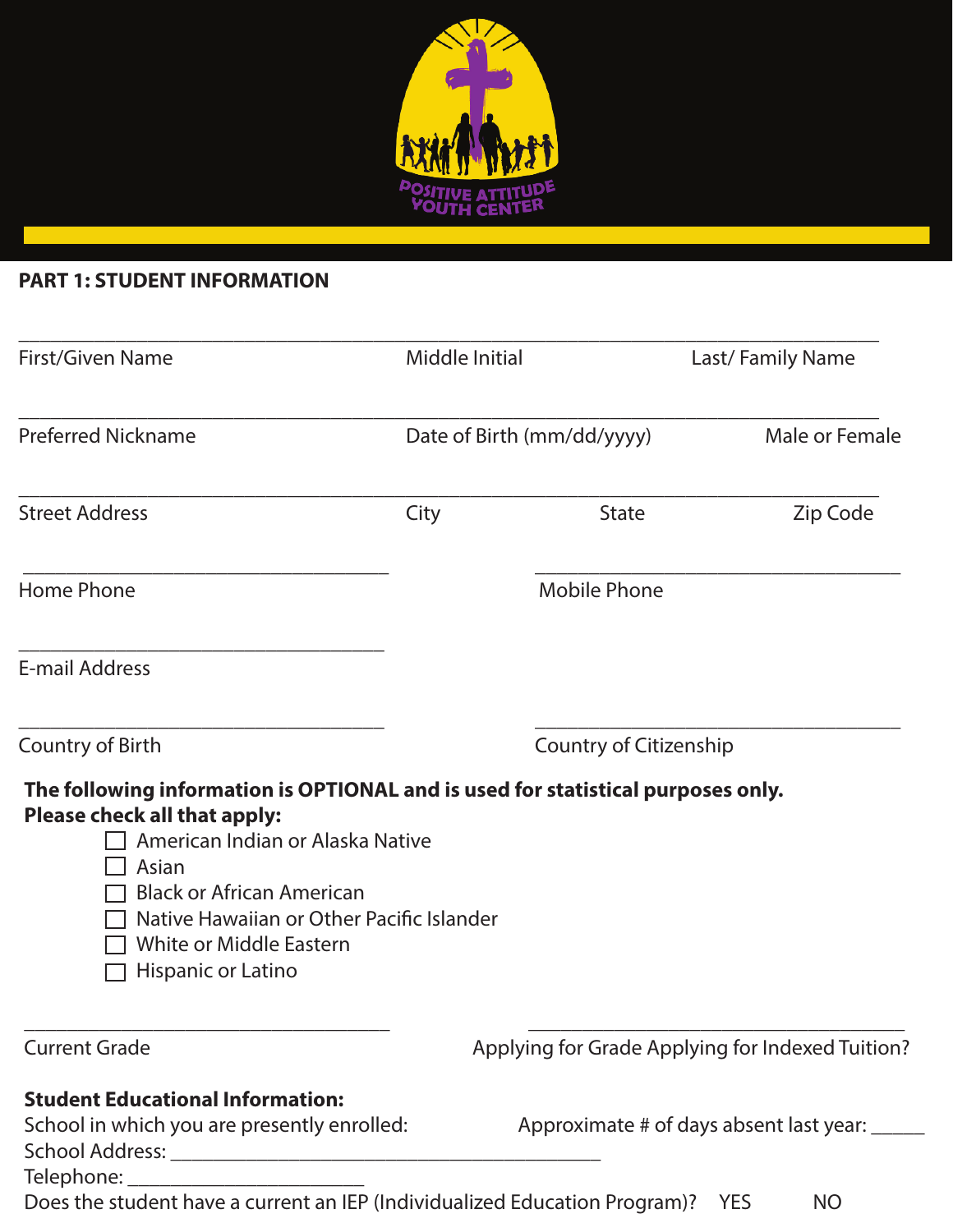POSITIVE ATTITUDE YOUTH CENTER

## PART 1: STUDENT INFORMATION

_______________________________________________________________________________

First/Given Name　　　　　　　　Middle Initial　　　　　　　　Last/ Family Name

_______________________________________________________________________________

Preferred Nickname　　　　　　　　Date of Birth (mm/dd/yyyy)　　　　　　　　Male or Female

_______________________________________________________________________________

Street Address　　　　　　　　City　　　　　　　　State　　　　　　　　Zip Code

_________________________________　　　　　　　　_________________________________

Home Phone　　　　　　　　　　　　　　　　Mobile Phone

_________________________________

E-mail Address

_________________________________　　　　　　　　_________________________________

Country of Birth　　　　　　　　　　　　　　　　Country of Citizenship

**The following information is OPTIONAL and is used for statistical purposes only.**
**Please check all that apply:**

- ☐ American Indian or Alaska Native
- ☐ Asian
- ☐ Black or African American
- ☐ Native Hawaiian or Other Pacific Islander
- ☐ White or Middle Eastern
- ☐ Hispanic or Latino

_________________________________　　　　　　　　_________________________________

Current Grade　　　　　　　　　　　　　　　　Applying for Grade Applying for Indexed Tuition?

**Student Educational Information:**

School in which you are presently enrolled:　　　　　　　　Approximate # of days absent last year: _____

School Address: ________________________________________

Telephone: ______________________

Does the student have a current an IEP (Individualized Education Program)?　YES　　NO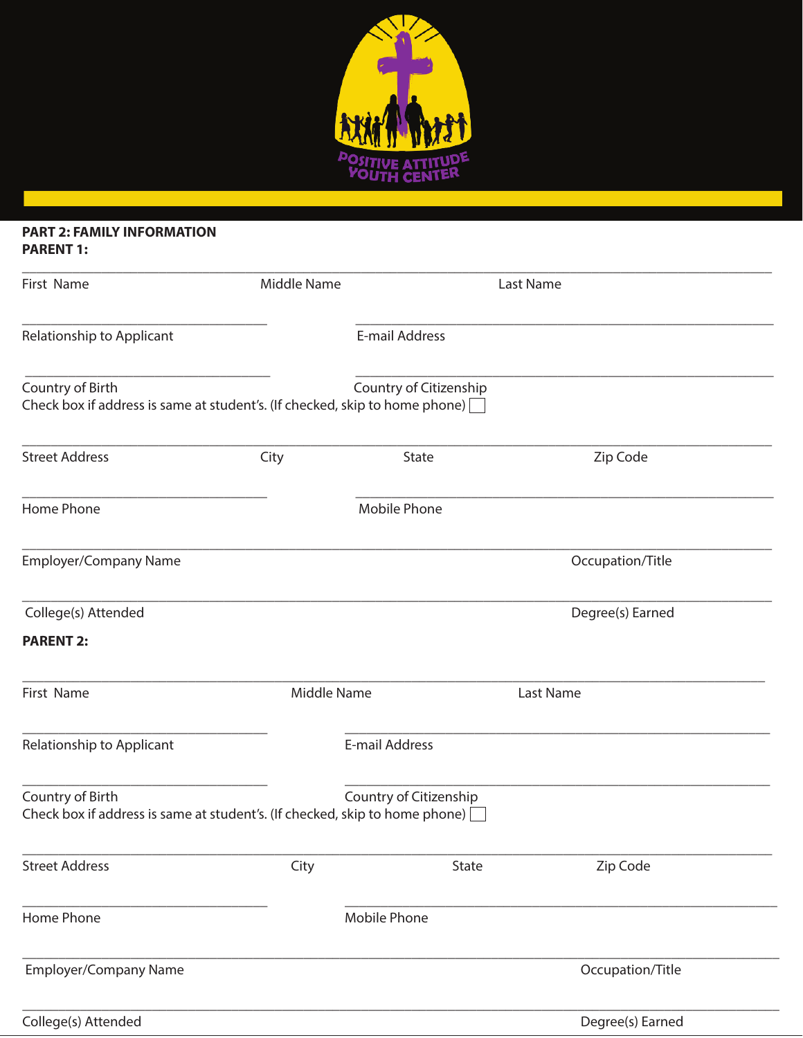POSITIVE ATTITUDE YOUTH CENTER

**PART 2: FAMILY INFORMATION**
**PARENT 1:**

___________________________________________________________________________

First Name　　　　Middle Name　　　　Last Name

___________________________　　　___________________________________________

Relationship to Applicant　　　E-mail Address

___________________________　　　___________________________________________

Country of Birth　　　Country of Citizenship

Check box if address is same at student's. (If checked, skip to home phone) ☐

___________________________________________________________________________

Street Address　　　City　　　State　　　Zip Code

___________________________　　　___________________________________________

Home Phone　　　Mobile Phone

___________________________________________________________________________

Employer/Company Name　　　Occupation/Title

___________________________________________________________________________

College(s) Attended　　　Degree(s) Earned

**PARENT 2:**

___________________________________________________________________________

First Name　　　　Middle Name　　　　Last Name

___________________________　　　___________________________________________

Relationship to Applicant　　　E-mail Address

___________________________　　　___________________________________________

Country of Birth　　　Country of Citizenship

Check box if address is same at student's. (If checked, skip to home phone) ☐

___________________________________________________________________________

Street Address　　　City　　　State　　　Zip Code

___________________________　　　___________________________________________

Home Phone　　　Mobile Phone

___________________________________________________________________________

Employer/Company Name　　　Occupation/Title

___________________________________________________________________________

College(s) Attended　　　Degree(s) Earned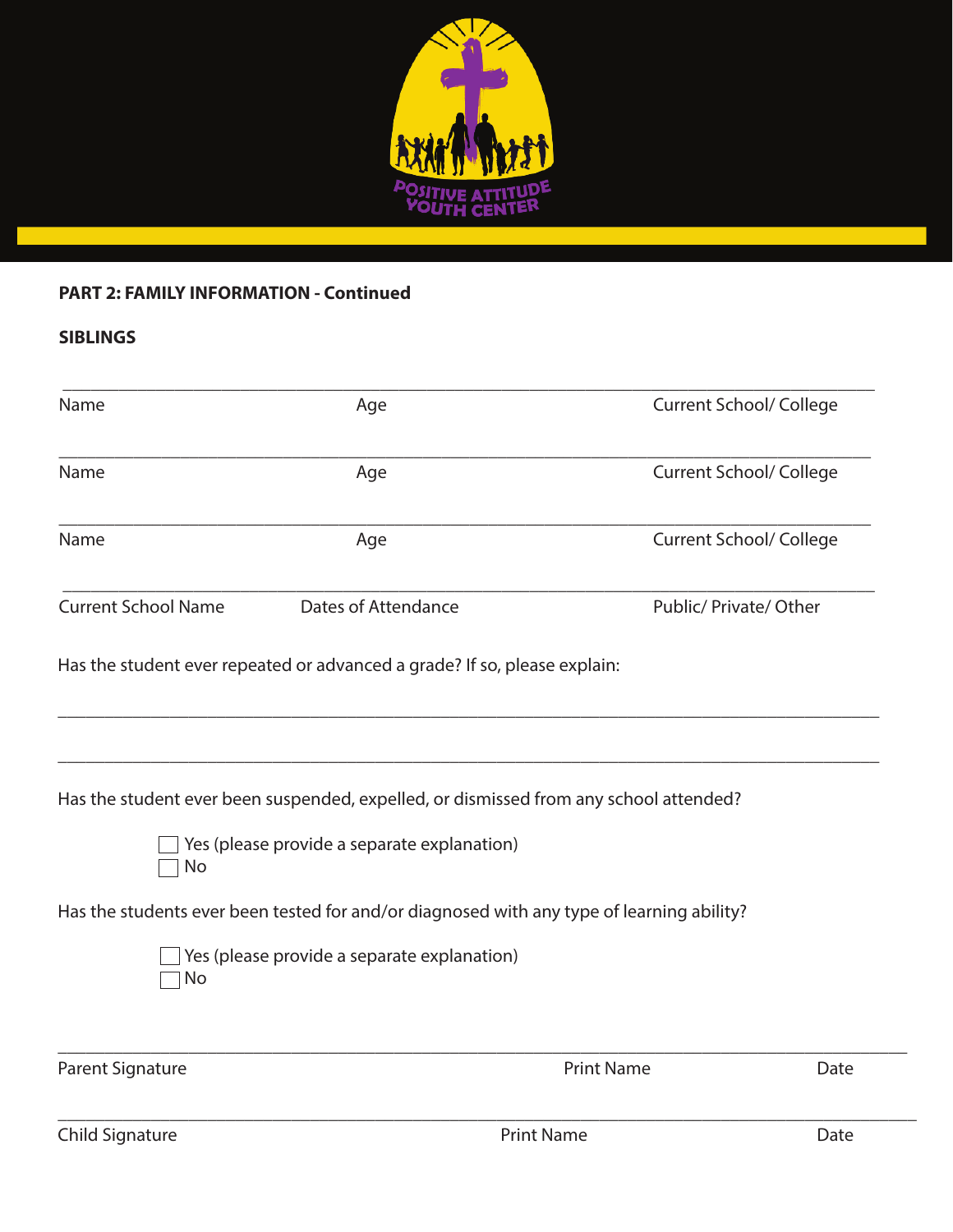### PART 2: FAMILY INFORMATION - Continued

**SIBLINGS**

\_\_\_\_\_\_\_\_\_\_\_\_\_\_\_\_\_\_\_\_\_\_\_\_\_\_\_\_\_\_\_\_\_\_\_\_\_\_\_\_\_\_\_\_\_\_\_\_\_\_\_\_\_\_\_\_\_\_\_\_\_\_\_\_\_\_\_\_\_\_

Name Age Current School/ College

\_\_\_\_\_\_\_\_\_\_\_\_\_\_\_\_\_\_\_\_\_\_\_\_\_\_\_\_\_\_\_\_\_\_\_\_\_\_\_\_\_\_\_\_\_\_\_\_\_\_\_\_\_\_\_\_\_\_\_\_\_\_\_\_\_\_\_\_\_\_

Name Age Current School/ College

\_\_\_\_\_\_\_\_\_\_\_\_\_\_\_\_\_\_\_\_\_\_\_\_\_\_\_\_\_\_\_\_\_\_\_\_\_\_\_\_\_\_\_\_\_\_\_\_\_\_\_\_\_\_\_\_\_\_\_\_\_\_\_\_\_\_\_\_\_\_

Name Age Current School/ College

\_\_\_\_\_\_\_\_\_\_\_\_\_\_\_\_\_\_\_\_\_\_\_\_\_\_\_\_\_\_\_\_\_\_\_\_\_\_\_\_\_\_\_\_\_\_\_\_\_\_\_\_\_\_\_\_\_\_\_\_\_\_\_\_\_\_\_\_\_\_

Current School Name Dates of Attendance Public/ Private/ Other

Has the student ever repeated or advanced a grade? If so, please explain:

\_\_\_\_\_\_\_\_\_\_\_\_\_\_\_\_\_\_\_\_\_\_\_\_\_\_\_\_\_\_\_\_\_\_\_\_\_\_\_\_\_\_\_\_\_\_\_\_\_\_\_\_\_\_\_\_\_\_\_\_\_\_\_\_\_\_\_\_\_\_

\_\_\_\_\_\_\_\_\_\_\_\_\_\_\_\_\_\_\_\_\_\_\_\_\_\_\_\_\_\_\_\_\_\_\_\_\_\_\_\_\_\_\_\_\_\_\_\_\_\_\_\_\_\_\_\_\_\_\_\_\_\_\_\_\_\_\_\_\_\_

Has the student ever been suspended, expelled, or dismissed from any school attended?

- ☐ Yes (please provide a separate explanation)
- ☐ No

Has the students ever been tested for and/or diagnosed with any type of learning ability?

- ☐ Yes (please provide a separate explanation)
- ☐ No

\_\_\_\_\_\_\_\_\_\_\_\_\_\_\_\_\_\_\_\_\_\_\_\_\_\_\_\_\_\_\_\_\_\_\_\_\_\_\_\_\_\_\_\_\_\_\_\_\_\_\_\_\_\_\_\_\_\_\_\_\_\_\_\_\_\_\_\_\_\_

Parent Signature Print Name Date

\_\_\_\_\_\_\_\_\_\_\_\_\_\_\_\_\_\_\_\_\_\_\_\_\_\_\_\_\_\_\_\_\_\_\_\_\_\_\_\_\_\_\_\_\_\_\_\_\_\_\_\_\_\_\_\_\_\_\_\_\_\_\_\_\_\_\_\_\_\_

Child Signature Print Name Date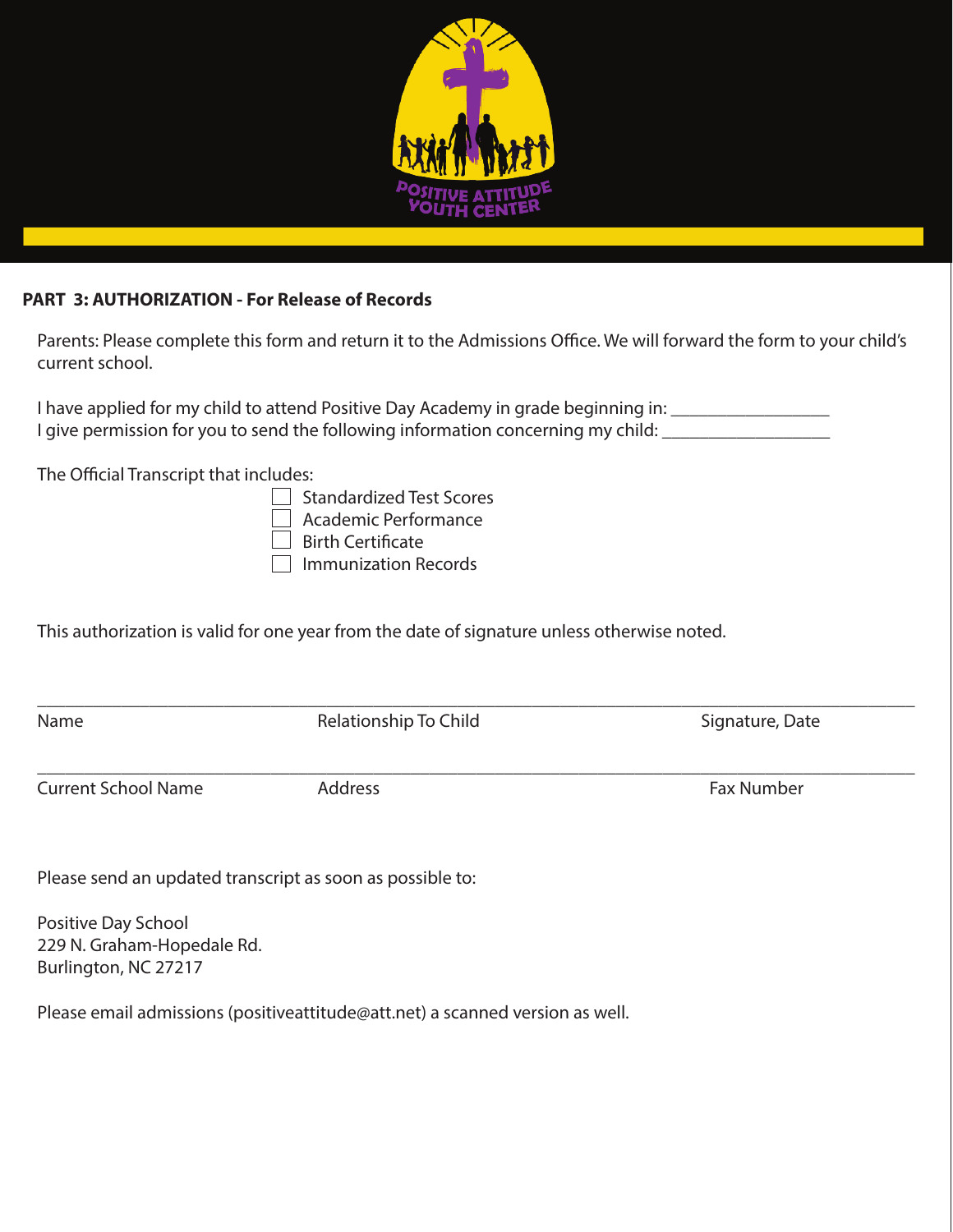## PART 3: AUTHORIZATION - For Release of Records

Parents: Please complete this form and return it to the Admissions Office. We will forward the form to your child's current school.

I have applied for my child to attend Positive Day Academy in grade beginning in: ________________

I give permission for you to send the following information concerning my child: __________________

The Official Transcript that includes:

- ☐ Standardized Test Scores
- ☐ Academic Performance
- ☐ Birth Certificate
- ☐ Immunization Records

This authorization is valid for one year from the date of signature unless otherwise noted.

______________________________________________________________________________________

Name | Relationship To Child | Signature, Date

______________________________________________________________________________________

Current School Name | Address | Fax Number

Please send an updated transcript as soon as possible to:

Positive Day School
229 N. Graham-Hopedale Rd.
Burlington, NC 27217

Please email admissions (positiveattitude@att.net) a scanned version as well.